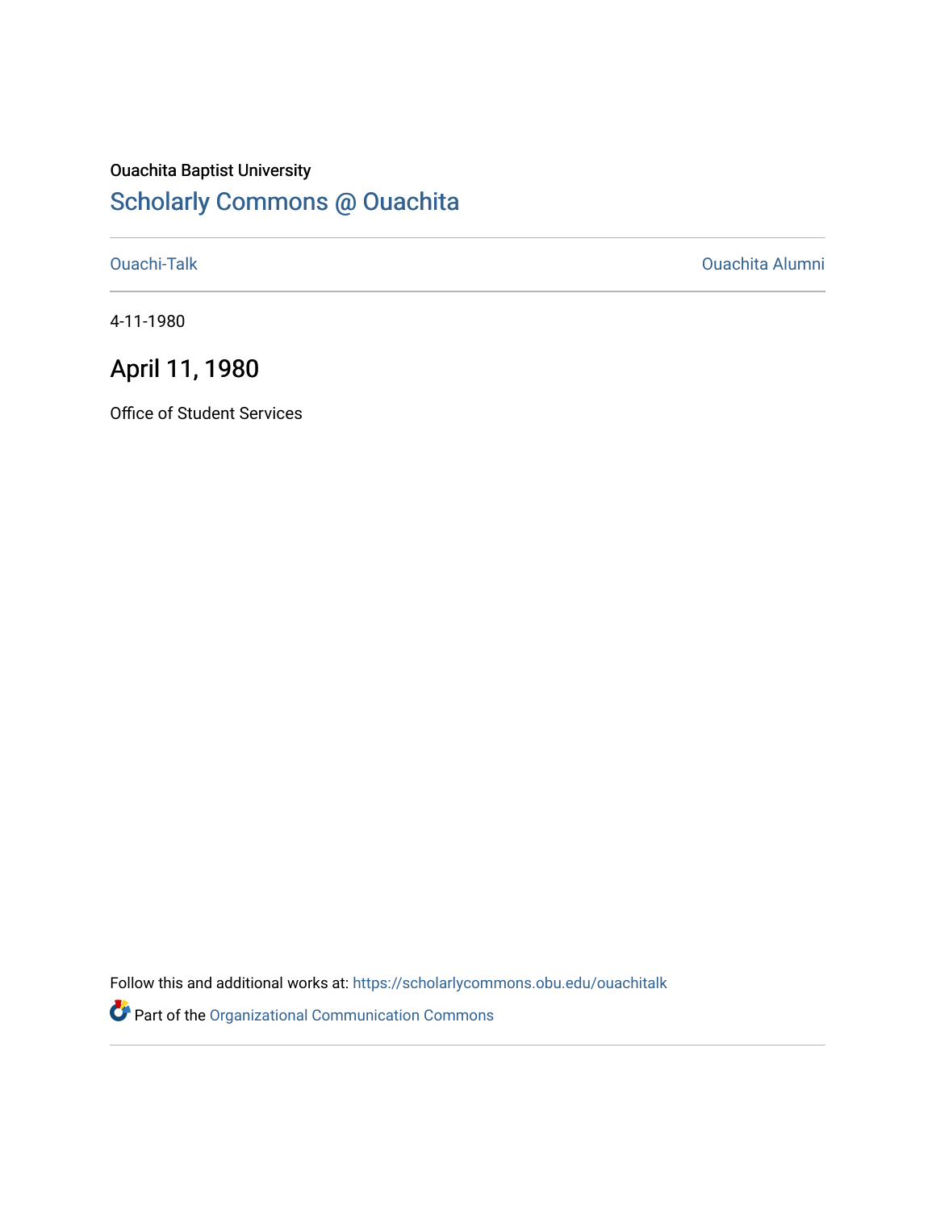Ouachita Baptist University

## Scholarly Commons @ Ouachita

Ouachi-Talk

Ouachita Alumni

4-11-1980

# April 11, 1980

Office of Student Services

Follow this and additional works at: https://scholarlycommons.obu.edu/ouachitalk

Part of the Organizational Communication Commons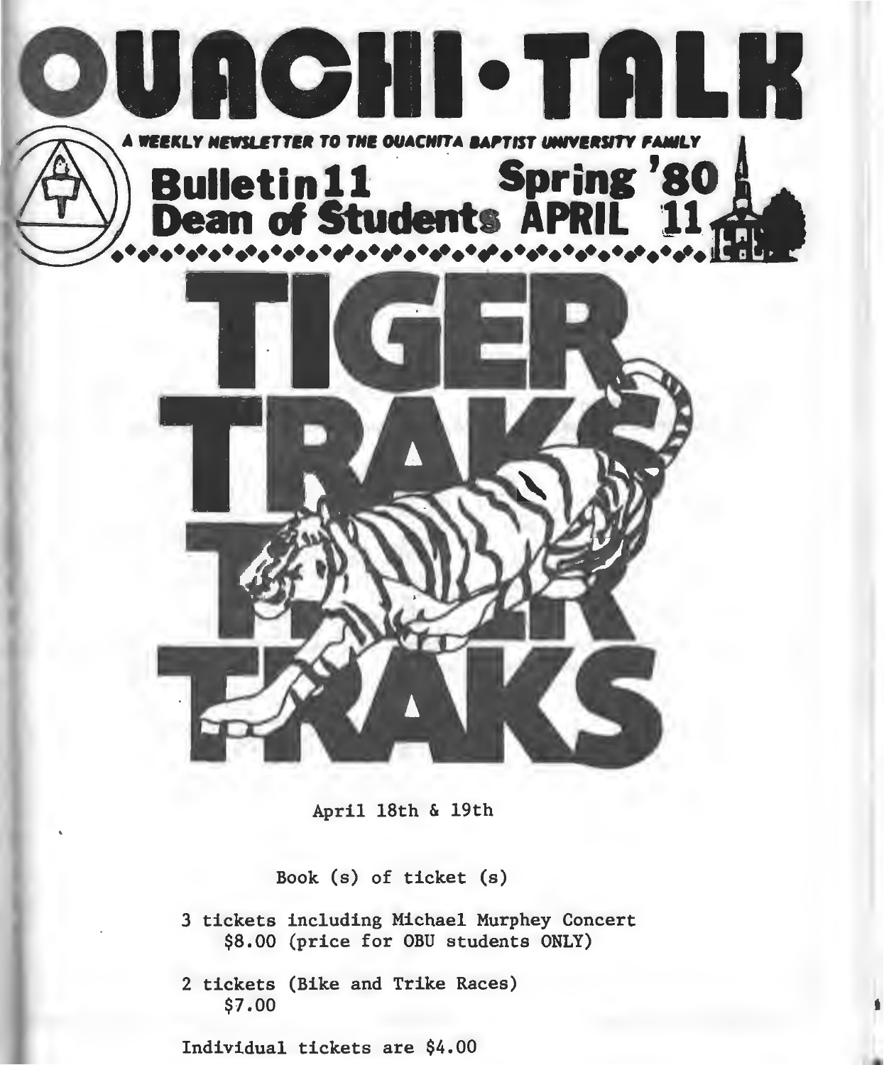# OUACHI-TALK

A WEEKLY NEWSLETTER TO THE OUACHITA BAPTIST UNIVERSITY FAMILY

**Bulletin 11 Spring '80**
**Dean of Students APRIL 11**

# TIGER TRAKS TIGER TRAKS

April 18th & 19th

Book (s) of ticket (s)

3 tickets including Michael Murphey Concert
$8.00 (price for OBU students ONLY)

2 tickets (Bike and Trike Races)
$7.00

Individual tickets are $4.00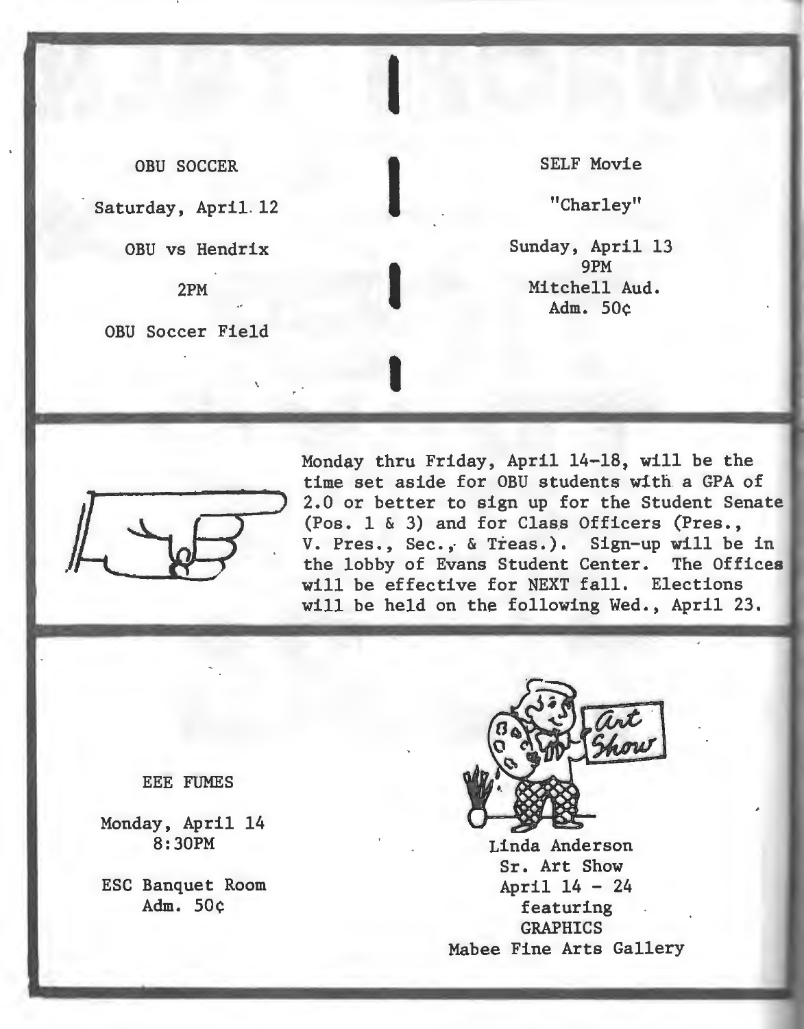OBU SOCCER

Saturday, April 12

OBU vs Hendrix

2PM

OBU Soccer Field

SELF Movie

"Charley"

Sunday, April 13
9PM
Mitchell Aud.
Adm. 50¢

Monday thru Friday, April 14-18, will be the time set aside for OBU students with a GPA of 2.0 or better to sign up for the Student Senate (Pos. 1 & 3) and for Class Officers (Pres., V. Pres., Sec., & Treas.). Sign-up will be in the lobby of Evans Student Center. The Offices will be effective for NEXT fall. Elections will be held on the following Wed., April 23.

EEE FUMES

Monday, April 14
8:30PM

ESC Banquet Room
Adm. 50¢

Art Show

Linda Anderson
Sr. Art Show
April 14 - 24
featuring
GRAPHICS
Mabee Fine Arts Gallery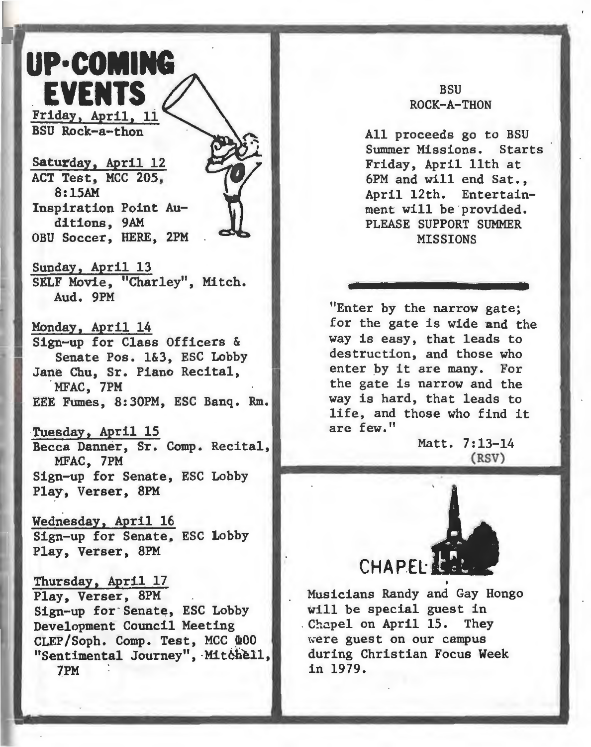# UP-COMING EVENTS

Friday, April 11
BSU Rock-a-thon

Saturday, April 12
ACT Test, MCC 205, 8:15AM
Inspiration Point Auditions, 9AM
OBU Soccer, HERE, 2PM

Sunday, April 13
SELF Movie, "Charley", Mitch. Aud. 9PM

Monday, April 14
Sign-up for Class Officers & Senate Pos. 1&3, ESC Lobby
Jane Chu, Sr. Piano Recital, MFAC, 7PM
EEE Fumes, 8:30PM, ESC Banq. Rm.

Tuesday, April 15
Becca Danner, Sr. Comp. Recital, MFAC, 7PM
Sign-up for Senate, ESC Lobby
Play, Verser, 8PM

Wednesday, April 16
Sign-up for Senate, ESC Lobby
Play, Verser, 8PM

Thursday, April 17
Play, Verser, 8PM
Sign-up for Senate, ESC Lobby
Development Council Meeting
CLEP/Soph. Comp. Test, MCC 400
"Sentimental Journey", Mitchell, 7PM

## BSU ROCK-A-THON

All proceeds go to BSU Summer Missions. Starts Friday, April 11th at 6PM and will end Sat., April 12th. Entertainment will be provided. PLEASE SUPPORT SUMMER MISSIONS

---

"Enter by the narrow gate; for the gate is wide and the way is easy, that leads to destruction, and those who enter by it are many. For the gate is narrow and the way is hard, that leads to life, and those who find it are few."

Matt. 7:13-14 (RSV)

## CHAPEL

Musicians Randy and Gay Hongo will be special guest in Chapel on April 15. They were guest on our campus during Christian Focus Week in 1979.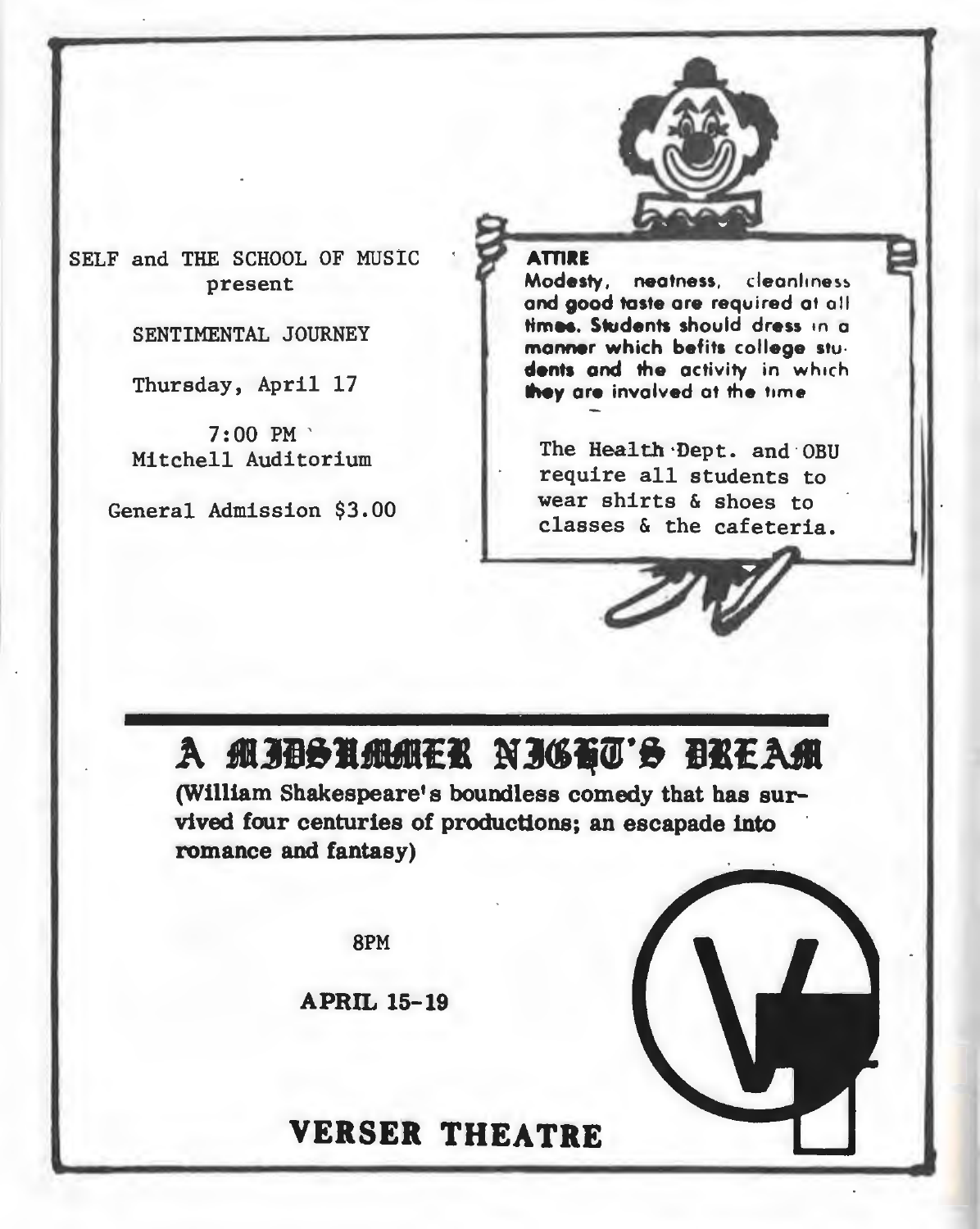SELF and THE SCHOOL OF MUSIC present

SENTIMENTAL JOURNEY

Thursday, April 17

7:00 PM
Mitchell Auditorium

General Admission $3.00

**ATTIRE**

**Modesty, neatness, cleanliness and good taste are required at all times. Students should dress in a manner which befits college students and the activity in which they are involved at the time**

The Health Dept. and OBU require all students to wear shirts & shoes to classes & the cafeteria.

# A MIDSUMMER NIGHT'S DREAM

**(William Shakespeare's boundless comedy that has survived four centuries of productions; an escapade into romance and fantasy)**

8PM

**APRIL 15-19**

## VERSER THEATRE